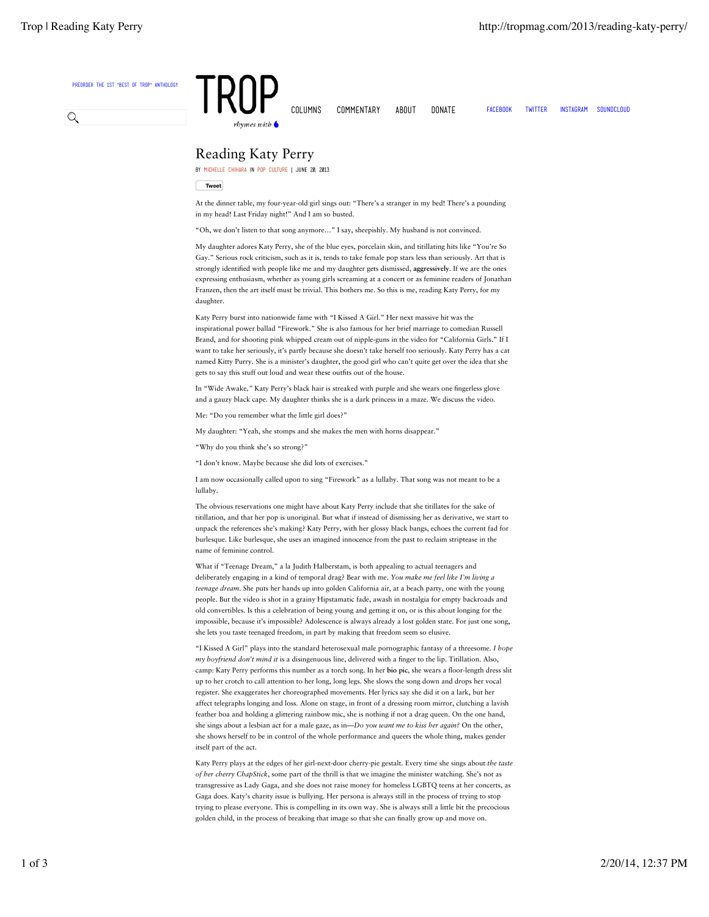PREORDER THE 1ST "BEST OF TROP" ANTHOLOGY

TROP
rhymes with

COLUMNS COMMENTARY ABOUT DONATE FACEBOOK TWITTER INSTAGRAM SOUNDCLOUD

# Reading Katy Perry

BY MICHELLE CHIHARA IN POP CULTURE | JUNE 20, 2013

Tweet

At the dinner table, my four-year-old girl sings out: "There's a stranger in my bed! There's a pounding in my head! Last Friday night!" And I am so busted.

"Oh, we don't listen to that song anymore…" I say, sheepishly. My husband is not convinced.

My daughter adores Katy Perry, she of the blue eyes, porcelain skin, and titillating hits like "You're So Gay." Serious rock criticism, such as it is, tends to take female pop stars less than seriously. Art that is strongly identified with people like me and my daughter gets dismissed, **aggressively**. If we are the ones expressing enthusiasm, whether as young girls screaming at a concert or as feminine readers of Jonathan Franzen, then the art itself must be trivial. This bothers me. So this is me, reading Katy Perry, for my daughter.

Katy Perry burst into nationwide fame with "I Kissed A Girl." Her next massive hit was the inspirational power ballad "Firework." She is also famous for her brief marriage to comedian Russell Brand, and for shooting pink whipped cream out of nipple-guns in the video for "California Girls." If I want to take her seriously, it's partly because she doesn't take herself too seriously. Katy Perry has a cat named Kitty Purry. She is a minister's daughter, the good girl who can't quite get over the idea that she gets to say this stuff out loud and wear these outfits out of the house.

In "Wide Awake," Katy Perry's black hair is streaked with purple and she wears one fingerless glove and a gauzy black cape. My daughter thinks she is a dark princess in a maze. We discuss the video.

Me: "Do you remember what the little girl does?"

My daughter: "Yeah, she stomps and she makes the men with horns disappear."

"Why do you think she's so strong?"

"I don't know. Maybe because she did lots of exercises."

I am now occasionally called upon to sing "Firework" as a lullaby. That song was not meant to be a lullaby.

The obvious reservations one might have about Katy Perry include that she titillates for the sake of titillation, and that her pop is unoriginal. But what if instead of dismissing her as derivative, we start to unpack the references she's making? Katy Perry, with her glossy black bangs, echoes the current fad for burlesque. Like burlesque, she uses an imagined innocence from the past to reclaim striptease in the name of feminine control.

What if "Teenage Dream," a la Judith Halberstam, is both appealing to actual teenagers and deliberately engaging in a kind of temporal drag? Bear with me. *You make me feel like I'm living a teenage dream*. She puts her hands up into golden California air, at a beach party, one with the young people. But the video is shot in a grainy Hipstamatic fade, awash in nostalgia for empty backroads and old convertibles. Is this a celebration of being young and getting it on, or is this about longing for the impossible, because it's impossible? Adolescence is always already a lost golden state. For just one song, she lets you taste teenaged freedom, in part by making that freedom seem so elusive.

"I Kissed A Girl" plays into the standard heterosexual male pornographic fantasy of a threesome. *I hope my boyfriend don't mind it* is a disingenuous line, delivered with a finger to the lip. Titillation. Also, camp: Katy Perry performs this number as a torch song. In her **bio pic**, she wears a floor-length dress slit up to her crotch to call attention to her long, long legs. She slows the song down and drops her vocal register. She exaggerates her choreographed movements. Her lyrics say she did it on a lark, but her affect telegraphs longing and loss. Alone on stage, in front of a dressing room mirror, clutching a lavish feather boa and holding a glittering rainbow mic, she is nothing if not a drag queen. On the one hand, she sings about a lesbian act for a male gaze, as in—*Do you want me to kiss her again?* On the other, she shows herself to be in control of the whole performance and queers the whole thing, makes gender itself part of the act.

Katy Perry plays at the edges of her girl-next-door cherry-pie gestalt. Every time she sings about *the taste of her cherry ChapStick*, some part of the thrill is that we imagine the minister watching. She's not as transgressive as Lady Gaga, and she does not raise money for homeless LGBTQ teens at her concerts, as Gaga does. Katy's charity issue is bullying. Her persona is always still in the process of trying to stop trying to please everyone. This is compelling in its own way. She is always still a little bit the precocious golden child, in the process of breaking that image so that she can finally grow up and move on.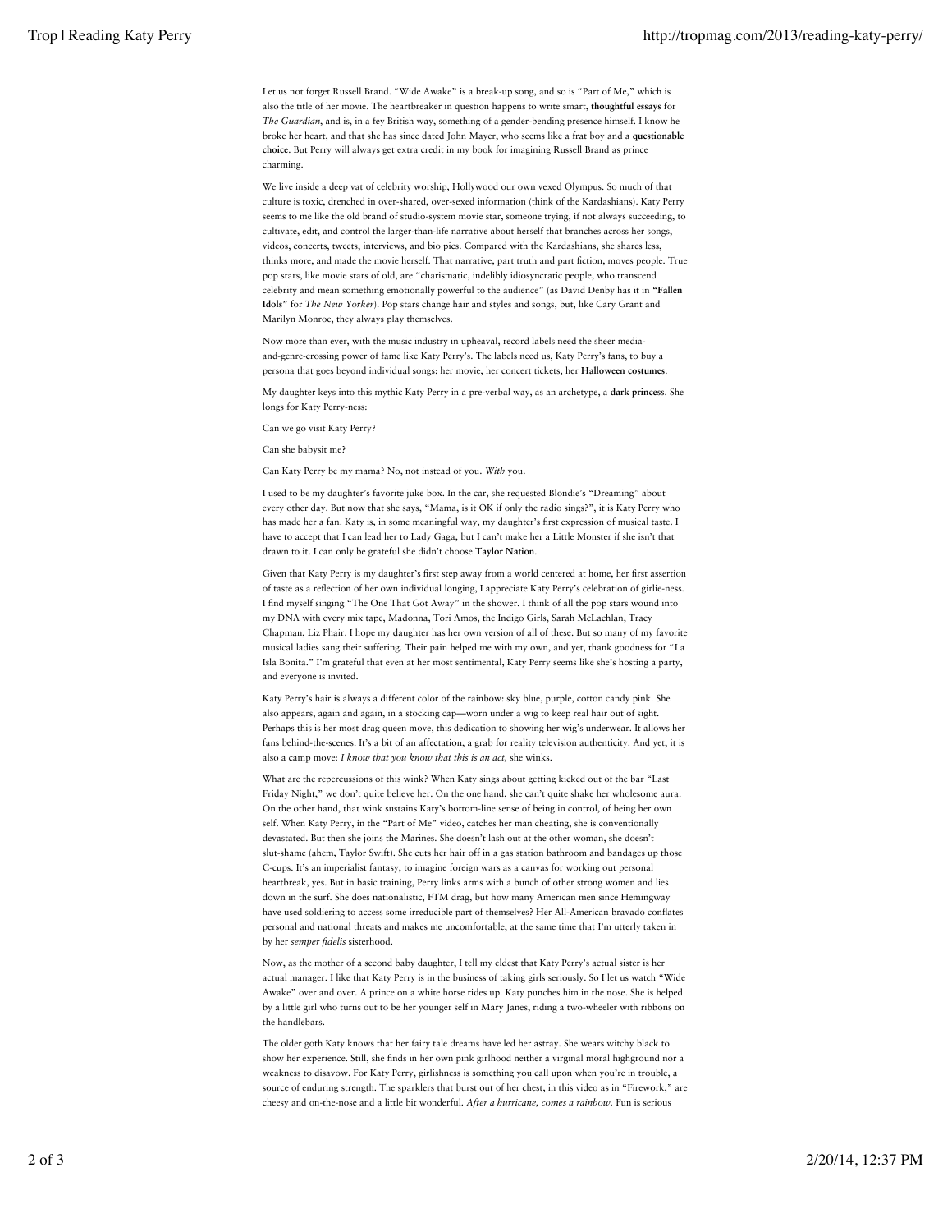Let us not forget Russell Brand. "Wide Awake" is a break-up song, and so is "Part of Me," which is also the title of her movie. The heartbreaker in question happens to write smart, **thoughtful essays** for *The Guardian*, and is, in a fey British way, something of a gender-bending presence himself. I know he broke her heart, and that she has since dated John Mayer, who seems like a frat boy and a **questionable choice**. But Perry will always get extra credit in my book for imagining Russell Brand as prince charming.

We live inside a deep vat of celebrity worship, Hollywood our own vexed Olympus. So much of that culture is toxic, drenched in over-shared, over-sexed information (think of the Kardashians). Katy Perry seems to me like the old brand of studio-system movie star, someone trying, if not always succeeding, to cultivate, edit, and control the larger-than-life narrative about herself that branches across her songs, videos, concerts, tweets, interviews, and bio pics. Compared with the Kardashians, she shares less, thinks more, and made the movie herself. That narrative, part truth and part fiction, moves people. True pop stars, like movie stars of old, are "charismatic, indelibly idiosyncratic people, who transcend celebrity and mean something emotionally powerful to the audience" (as David Denby has it in **"Fallen Idols"** for *The New Yorker*). Pop stars change hair and styles and songs, but, like Cary Grant and Marilyn Monroe, they always play themselves.

Now more than ever, with the music industry in upheaval, record labels need the sheer media-and-genre-crossing power of fame like Katy Perry's. The labels need us, Katy Perry's fans, to buy a persona that goes beyond individual songs: her movie, her concert tickets, her **Halloween costumes**.

My daughter keys into this mythic Katy Perry in a pre-verbal way, as an archetype, a **dark princess**. She longs for Katy Perry-ness:

Can we go visit Katy Perry?

Can she babysit me?

Can Katy Perry be my mama? No, not instead of you. *With* you.

I used to be my daughter's favorite juke box. In the car, she requested Blondie's "Dreaming" about every other day. But now that she says, "Mama, is it OK if only the radio sings?", it is Katy Perry who has made her a fan. Katy is, in some meaningful way, my daughter's first expression of musical taste. I have to accept that I can lead her to Lady Gaga, but I can't make her a Little Monster if she isn't that drawn to it. I can only be grateful she didn't choose **Taylor Nation**.

Given that Katy Perry is my daughter's first step away from a world centered at home, her first assertion of taste as a reflection of her own individual longing, I appreciate Katy Perry's celebration of girlie-ness. I find myself singing "The One That Got Away" in the shower. I think of all the pop stars wound into my DNA with every mix tape, Madonna, Tori Amos, the Indigo Girls, Sarah McLachlan, Tracy Chapman, Liz Phair. I hope my daughter has her own version of all of these. But so many of my favorite musical ladies sang their suffering. Their pain helped me with my own, and yet, thank goodness for "La Isla Bonita." I'm grateful that even at her most sentimental, Katy Perry seems like she's hosting a party, and everyone is invited.

Katy Perry's hair is always a different color of the rainbow: sky blue, purple, cotton candy pink. She also appears, again and again, in a stocking cap—worn under a wig to keep real hair out of sight. Perhaps this is her most drag queen move, this dedication to showing her wig's underwear. It allows her fans behind-the-scenes. It's a bit of an affectation, a grab for reality television authenticity. And yet, it is also a camp move: *I know that you know that this is an act,* she winks.

What are the repercussions of this wink? When Katy sings about getting kicked out of the bar "Last Friday Night," we don't quite believe her. On the one hand, she can't quite shake her wholesome aura. On the other hand, that wink sustains Katy's bottom-line sense of being in control, of being her own self. When Katy Perry, in the "Part of Me" video, catches her man cheating, she is conventionally devastated. But then she joins the Marines. She doesn't lash out at the other woman, she doesn't slut-shame (ahem, Taylor Swift). She cuts her hair off in a gas station bathroom and bandages up those C-cups. It's an imperialist fantasy, to imagine foreign wars as a canvas for working out personal heartbreak, yes. But in basic training, Perry links arms with a bunch of other strong women and lies down in the surf. She does nationalistic, FTM drag, but how many American men since Hemingway have used soldiering to access some irreducible part of themselves? Her All-American bravado conflates personal and national threats and makes me uncomfortable, at the same time that I'm utterly taken in by her *semper fidelis* sisterhood.

Now, as the mother of a second baby daughter, I tell my eldest that Katy Perry's actual sister is her actual manager. I like that Katy Perry is in the business of taking girls seriously. So I let us watch "Wide Awake" over and over. A prince on a white horse rides up. Katy punches him in the nose. She is helped by a little girl who turns out to be her younger self in Mary Janes, riding a two-wheeler with ribbons on the handlebars.

The older goth Katy knows that her fairy tale dreams have led her astray. She wears witchy black to show her experience. Still, she finds in her own pink girlhood neither a virginal moral highground nor a weakness to disavow. For Katy Perry, girlishness is something you call upon when you're in trouble, a source of enduring strength. The sparklers that burst out of her chest, in this video as in "Firework," are cheesy and on-the-nose and a little bit wonderful. *After a hurricane, comes a rainbow*. Fun is serious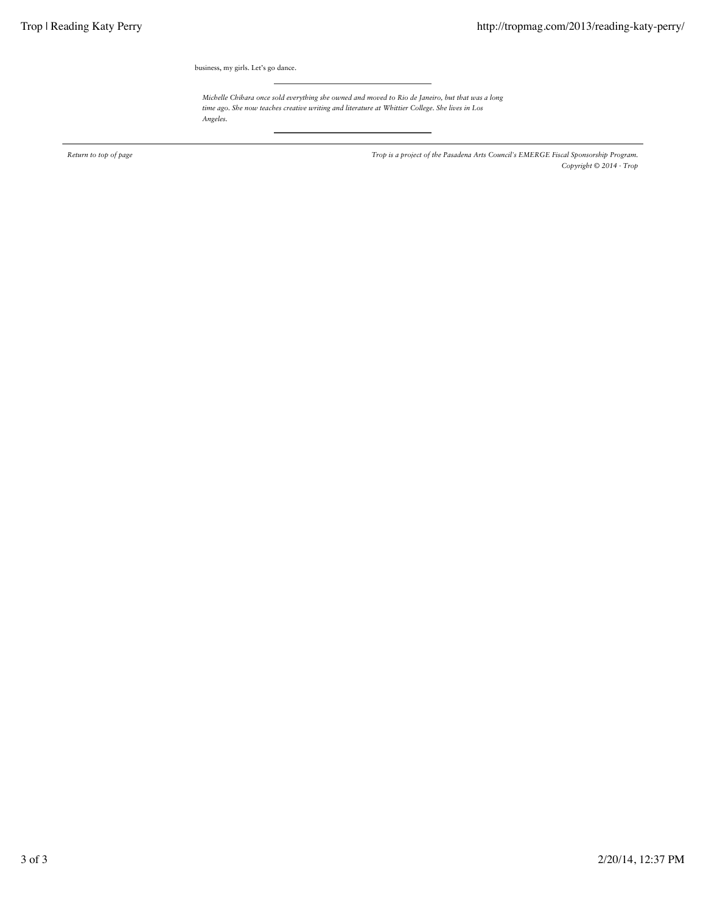business, my girls. Let's go dance.

---

*Michelle Chihara once sold everything she owned and moved to Rio de Janeiro, but that was a long time ago. She now teaches creative writing and literature at Whittier College. She lives in Los Angeles.*

---

*Return to top of page*

*Trop is a project of the Pasadena Arts Council's EMERGE Fiscal Sponsorship Program.*
*Copyright © 2014 · Trop*